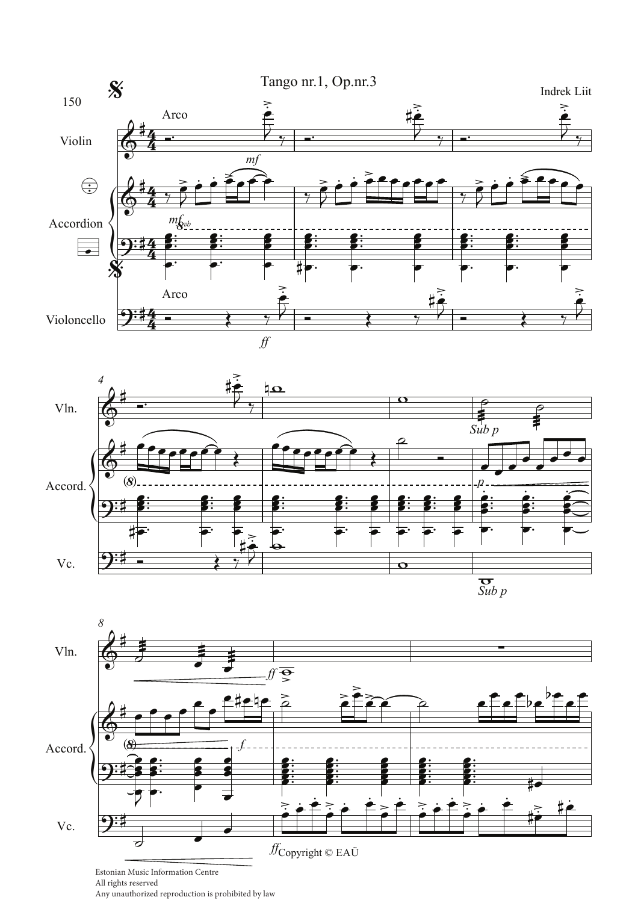# Tango nr.1, Op.nr.3

Indrek Liit

Copyright © EAÜ

Estonian Music Information Centre
All rights reserved
Any unauthorized reproduction is prohibited by law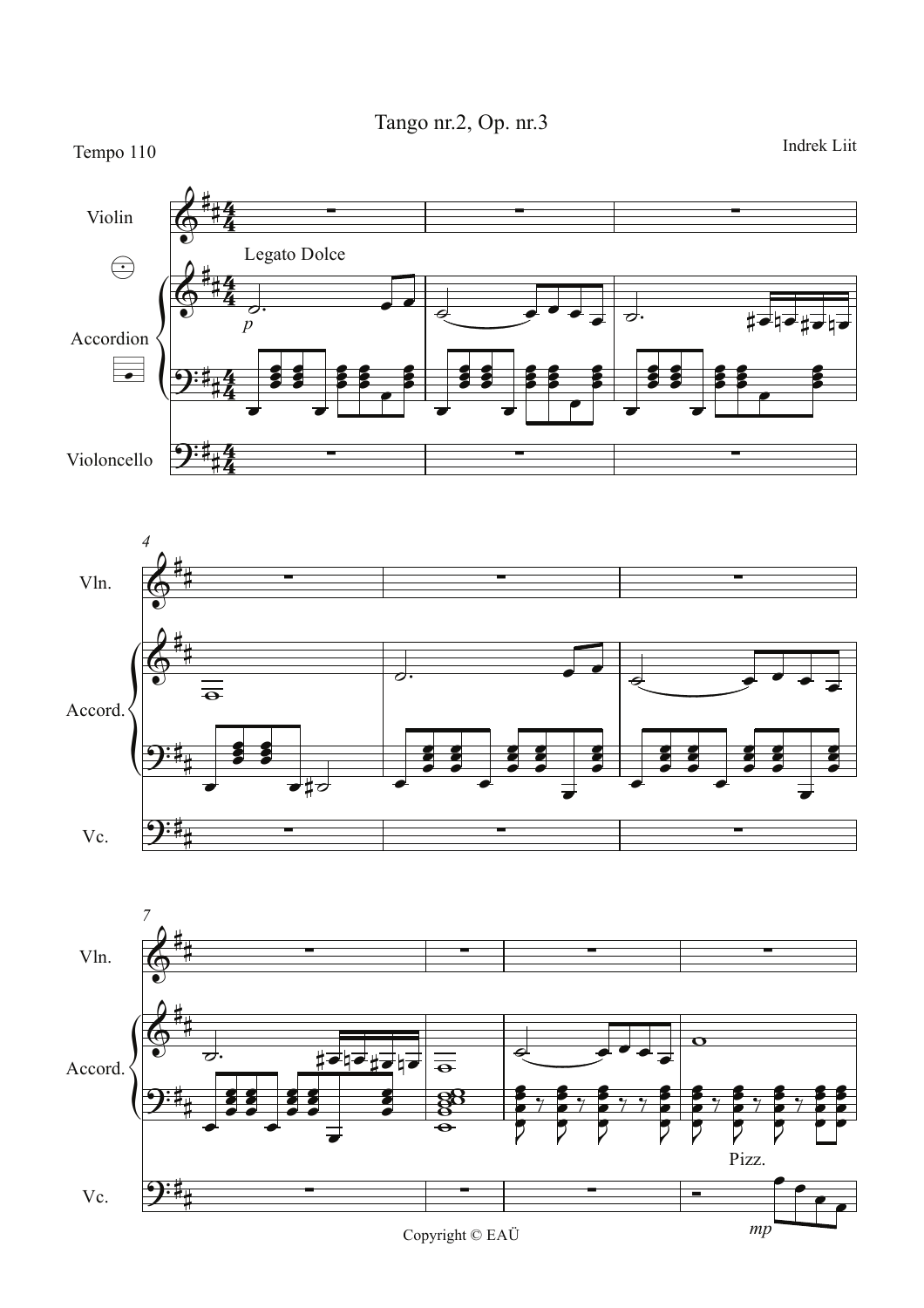# Tango nr.2, Op. nr.3

Tempo 110

Indrek Liit

Violin

Legato Dolce

*p*

Accordion

Violoncello

Vln.

Accord.

Vc.

Pizz.

*mp*

Copyright © EAÜ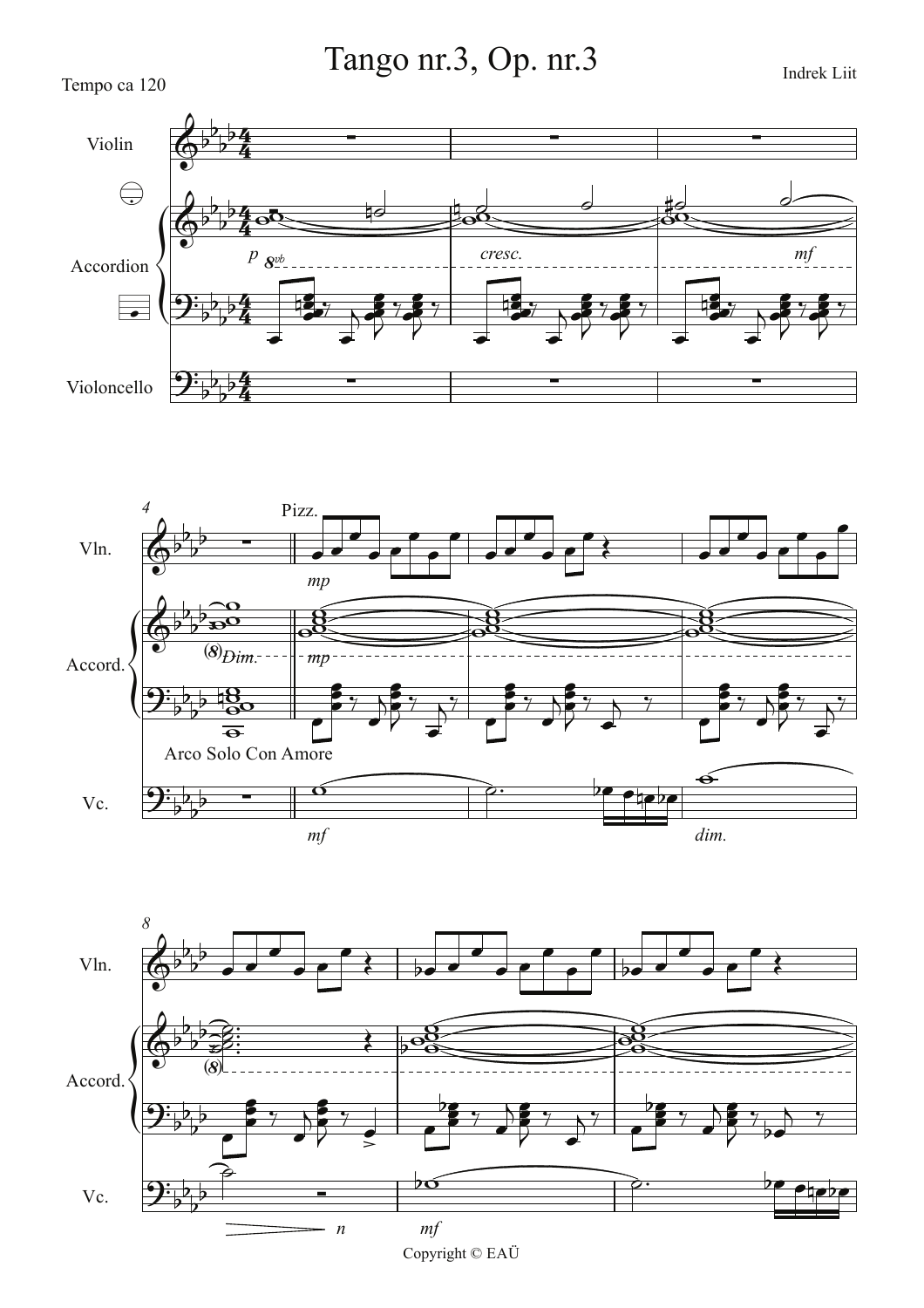# Tango nr.3, Op. nr.3

Indrek Liit

Tempo ca 120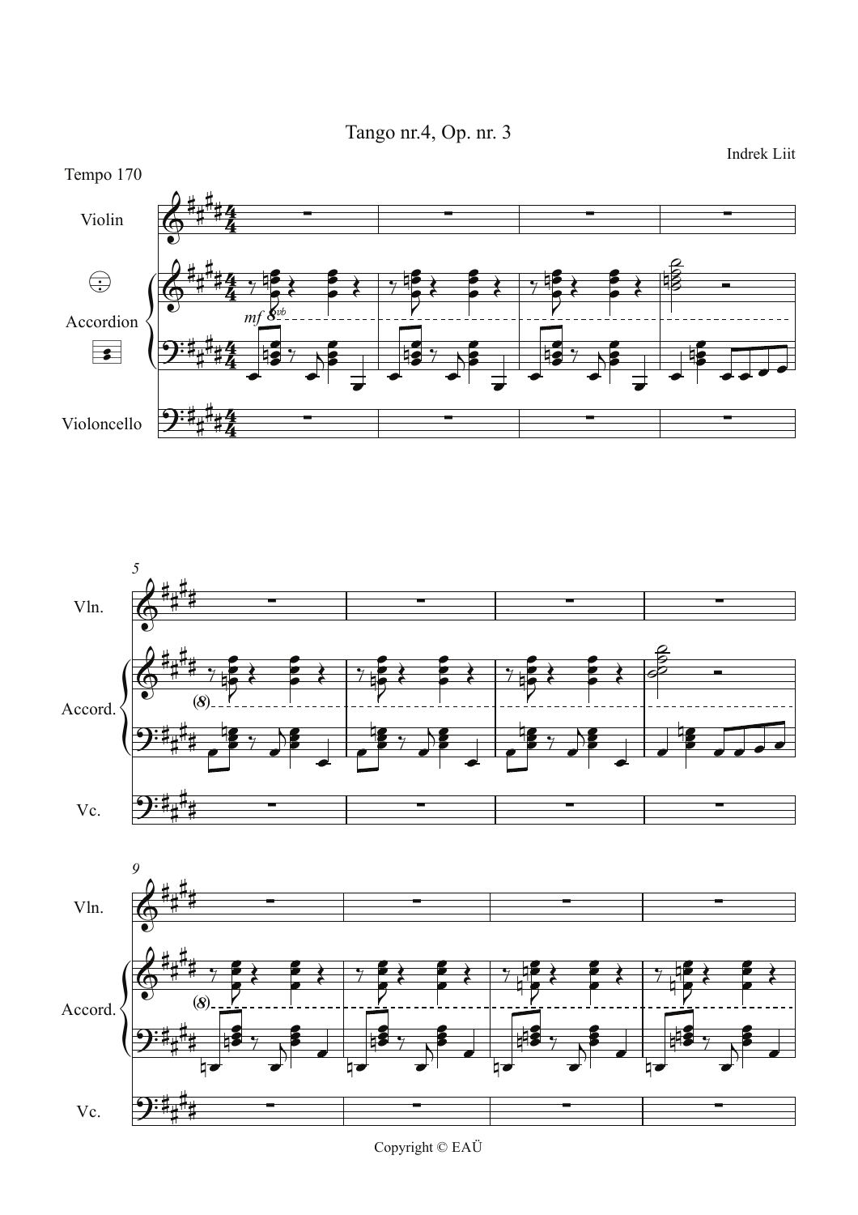# Tango nr.4, Op. nr. 3

Indrek Liit

Tempo 170

Copyright © EAÜ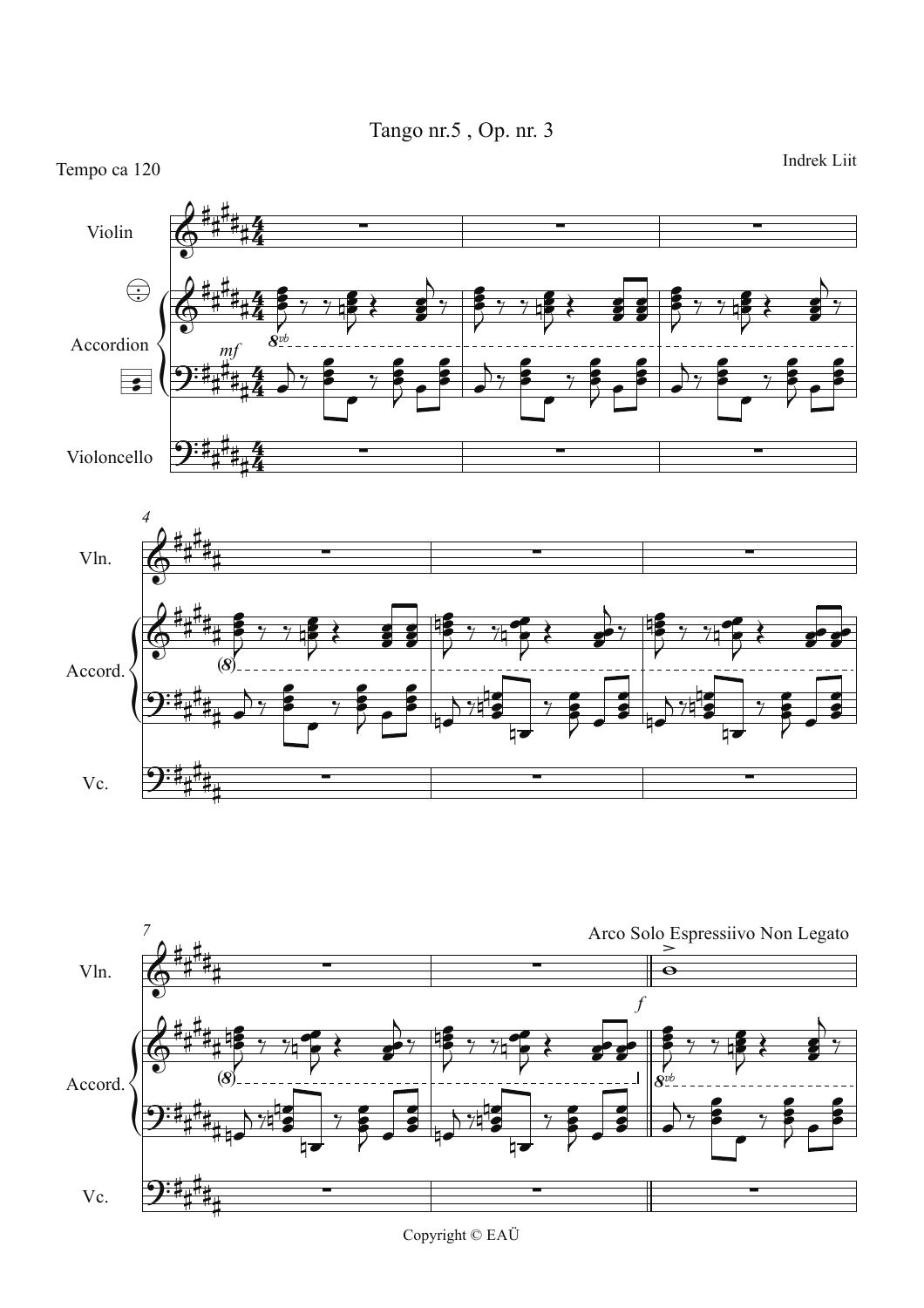# Tango nr.5 , Op. nr. 3

Tempo ca 120

Indrek Liit

Copyright © EAÜ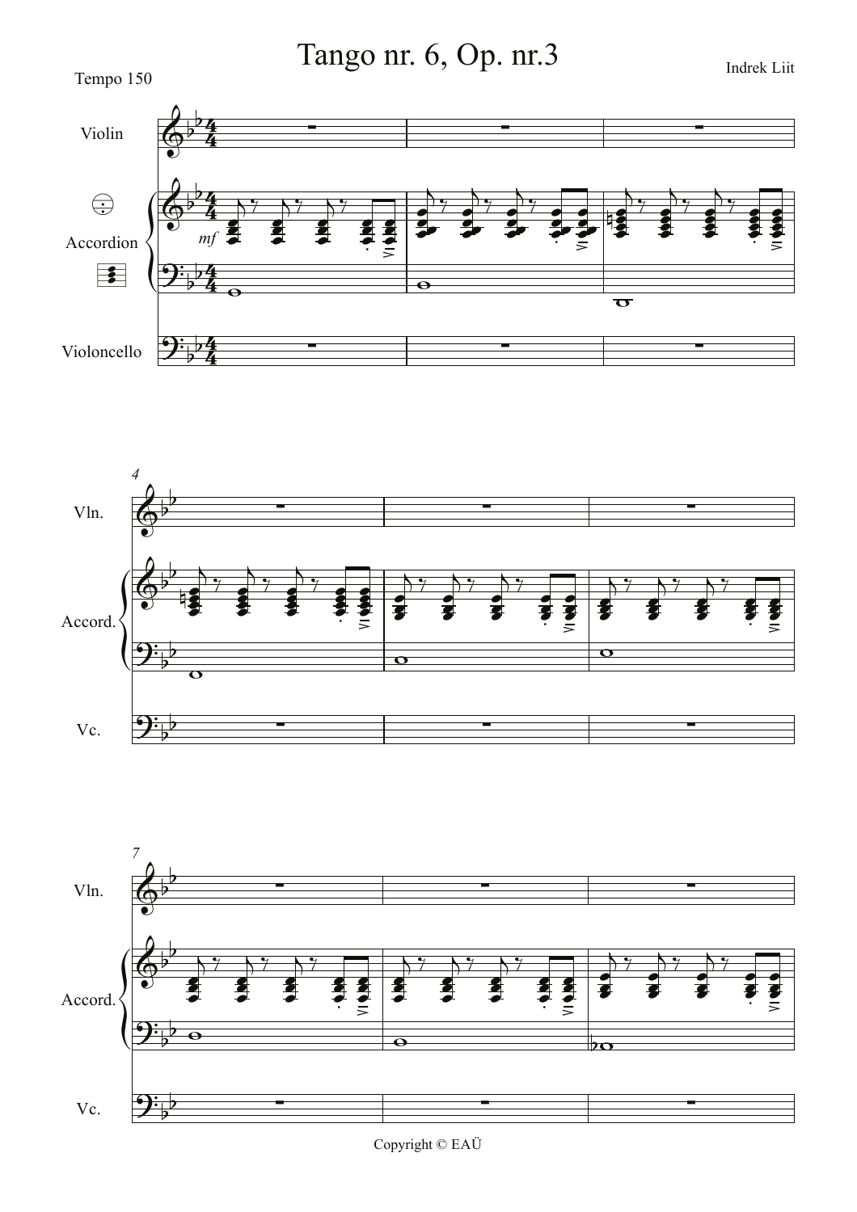# Tango nr. 6, Op. nr.3

Indrek Liit

Tempo 150

Copyright © EAÜ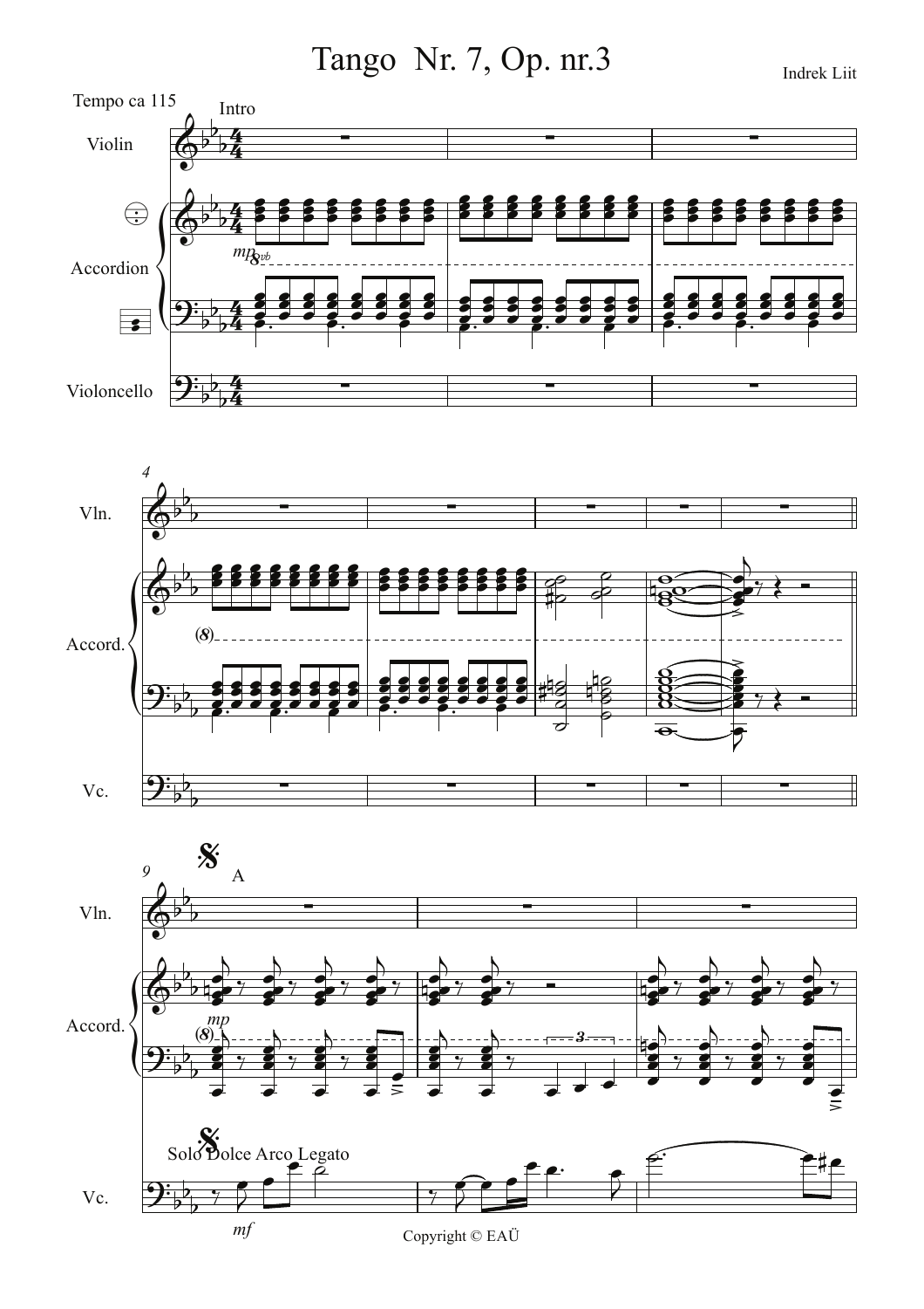# Tango Nr. 7, Op. nr.3

Indrek Liit

Tempo ca 115

Intro

Violin

Accordion

Violoncello

A

Solo Dolce Arco Legato

Copyright © EAÜ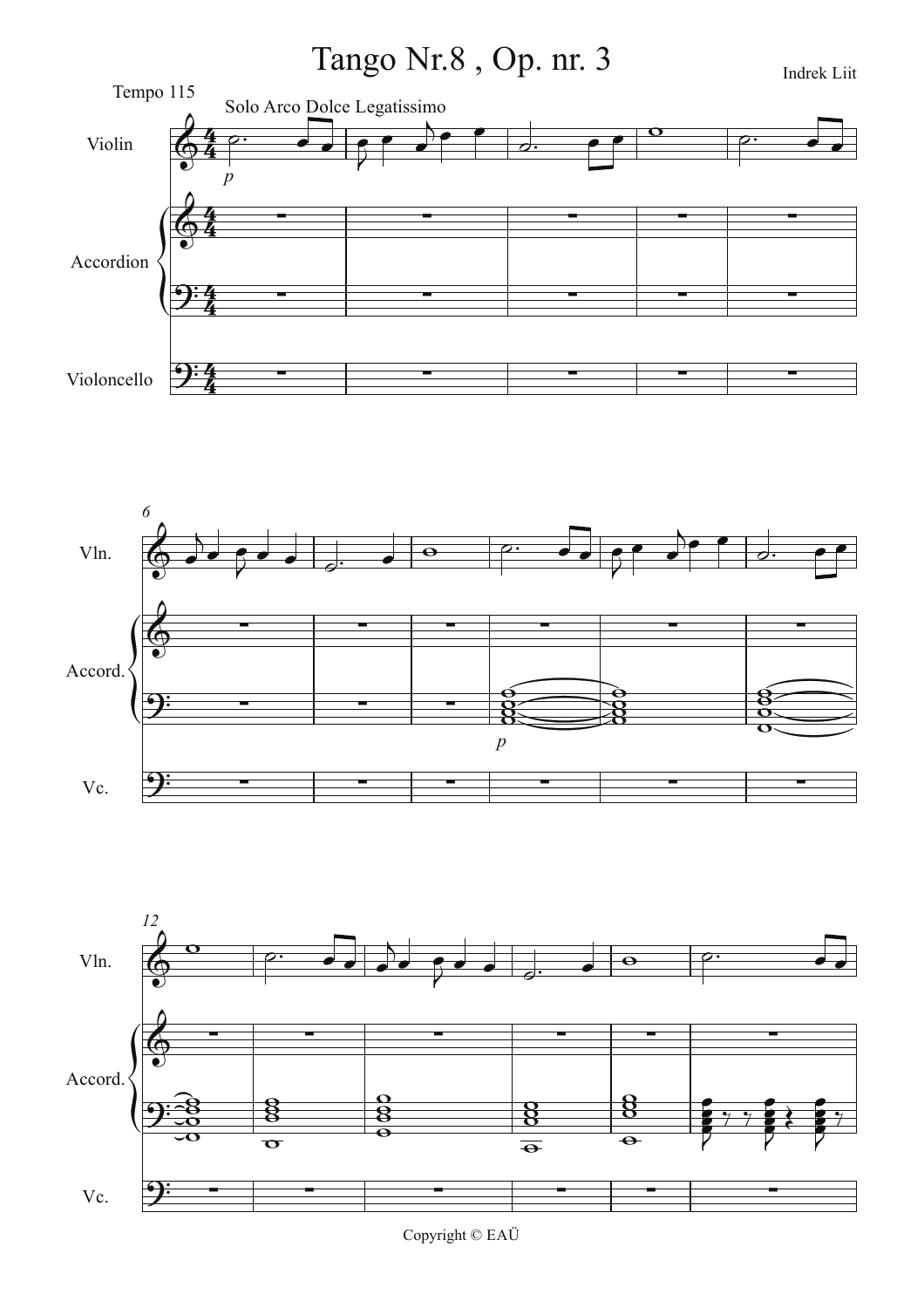# Tango Nr.8 , Op. nr. 3

Indrek Liit

Tempo 115

Solo Arco Dolce Legatissimo

Violin

Accordion

Violoncello

*p*

6

Vln.

Accord.

Vc.

*p*

12

Vln.

Accord.

Vc.

Copyright © EAÜ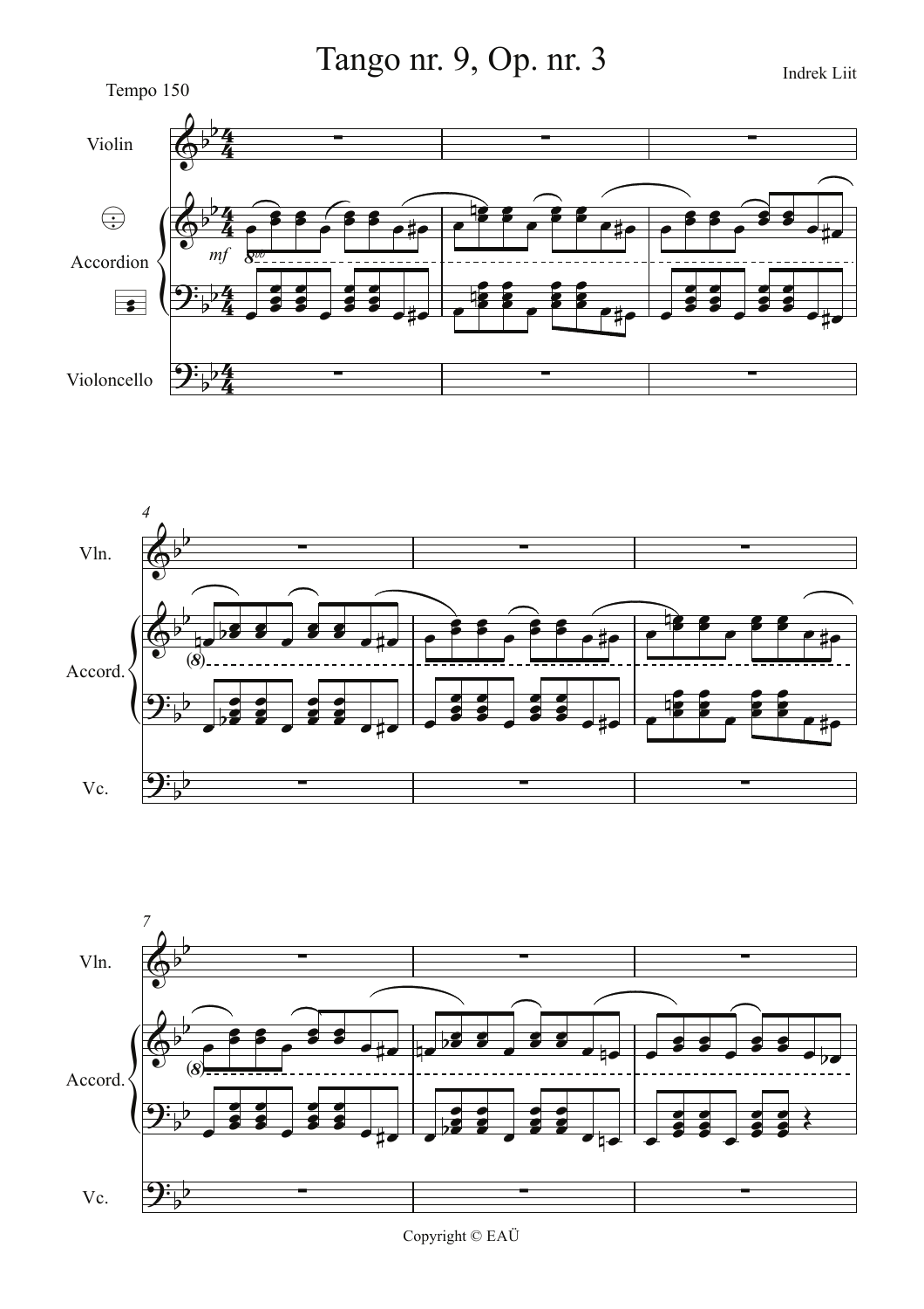# Tango nr. 9, Op. nr. 3

Indrek Liit

Tempo 150

Copyright © EAÜ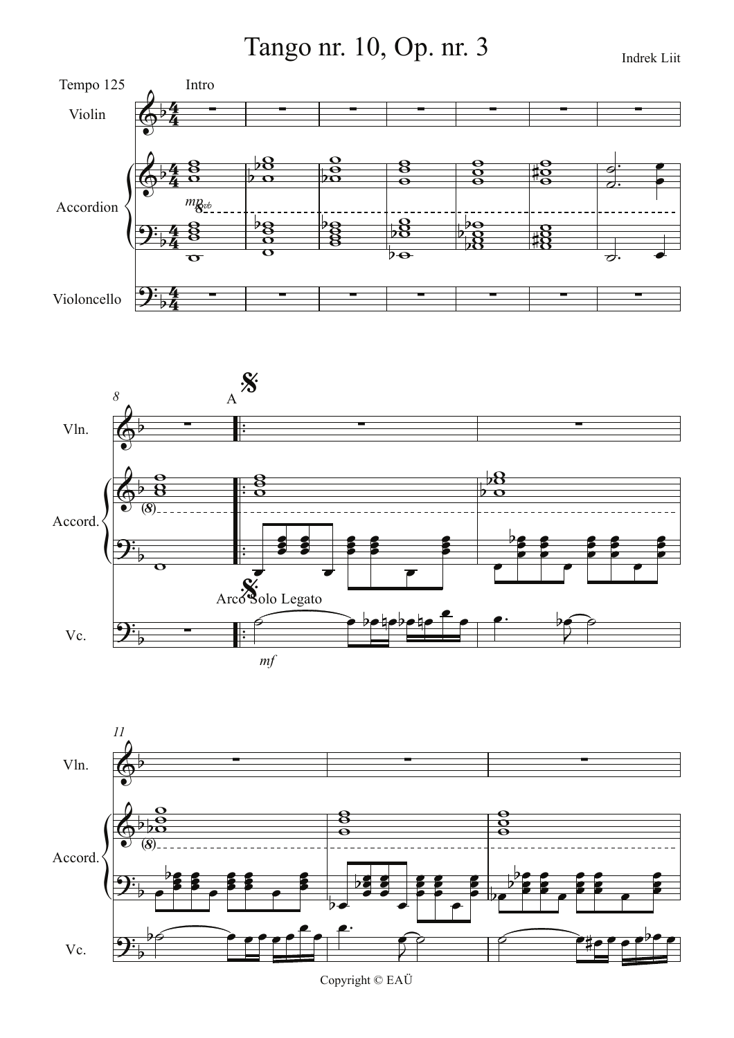# Tango nr. 10, Op. nr. 3

Indrek Liit

Tempo 125

Intro

Violin

Accordion

Violoncello

*mp*

8vb

A

Vln.

Accord.

Vc.

Arco Solo Legato

*mf*

Copyright © EAÜ